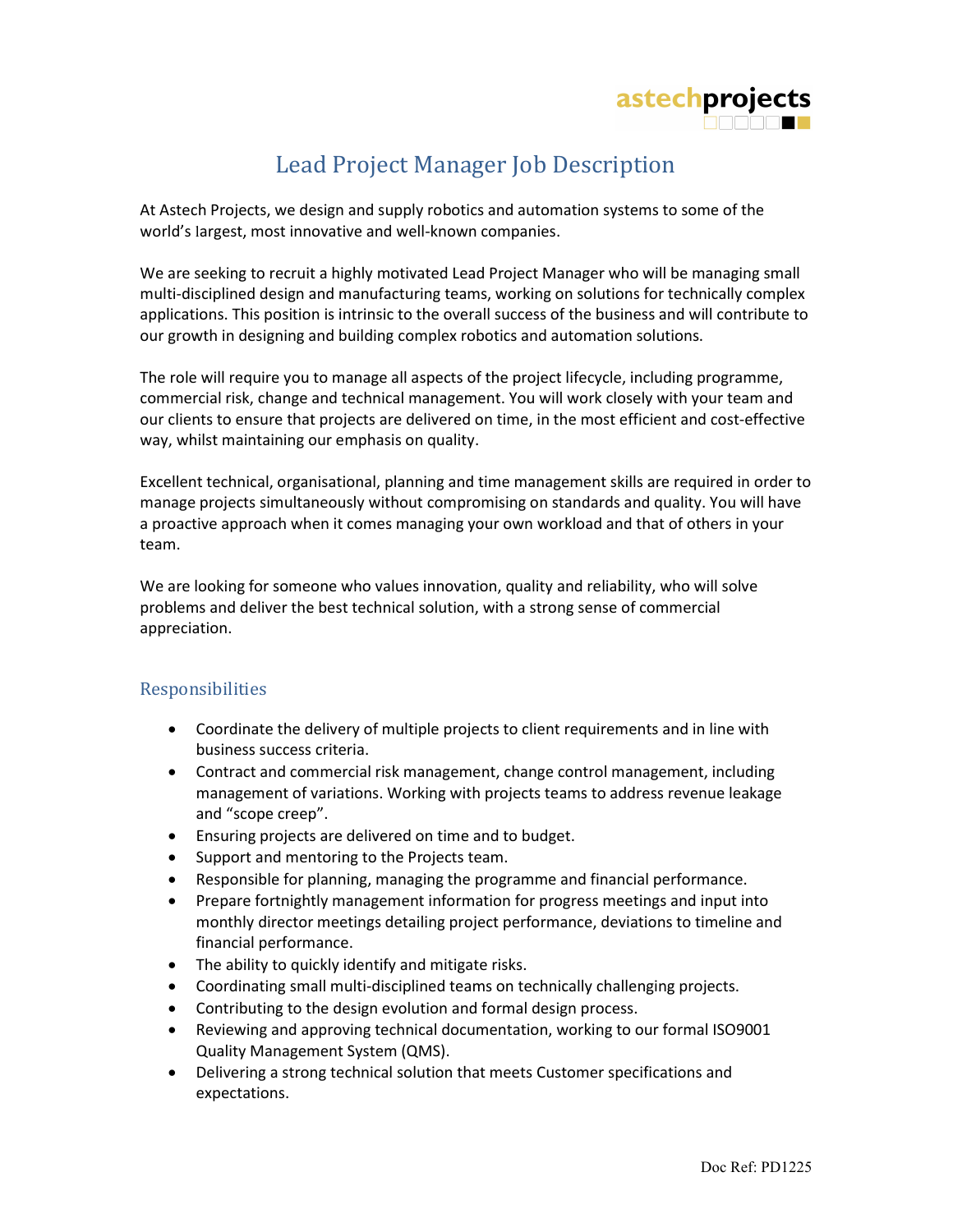# Lead Project Manager Job Description

At Astech Projects, we design and supply robotics and automation systems to some of the world's largest, most innovative and well-known companies.

We are seeking to recruit a highly motivated Lead Project Manager who will be managing small multi-disciplined design and manufacturing teams, working on solutions for technically complex applications. This position is intrinsic to the overall success of the business and will contribute to our growth in designing and building complex robotics and automation solutions.

The role will require you to manage all aspects of the project lifecycle, including programme, commercial risk, change and technical management. You will work closely with your team and our clients to ensure that projects are delivered on time, in the most efficient and cost-effective way, whilst maintaining our emphasis on quality.

Excellent technical, organisational, planning and time management skills are required in order to manage projects simultaneously without compromising on standards and quality. You will have a proactive approach when it comes managing your own workload and that of others in your team.

We are looking for someone who values innovation, quality and reliability, who will solve problems and deliver the best technical solution, with a strong sense of commercial appreciation.

## Responsibilities

- Coordinate the delivery of multiple projects to client requirements and in line with business success criteria.
- Contract and commercial risk management, change control management, including management of variations. Working with projects teams to address revenue leakage and "scope creep".
- Ensuring projects are delivered on time and to budget.
- Support and mentoring to the Projects team.
- Responsible for planning, managing the programme and financial performance.
- Prepare fortnightly management information for progress meetings and input into monthly director meetings detailing project performance, deviations to timeline and financial performance.
- The ability to quickly identify and mitigate risks.
- Coordinating small multi-disciplined teams on technically challenging projects.
- Contributing to the design evolution and formal design process.
- Reviewing and approving technical documentation, working to our formal ISO9001 Quality Management System (QMS).
- Delivering a strong technical solution that meets Customer specifications and expectations.

Doc Ref: PD1225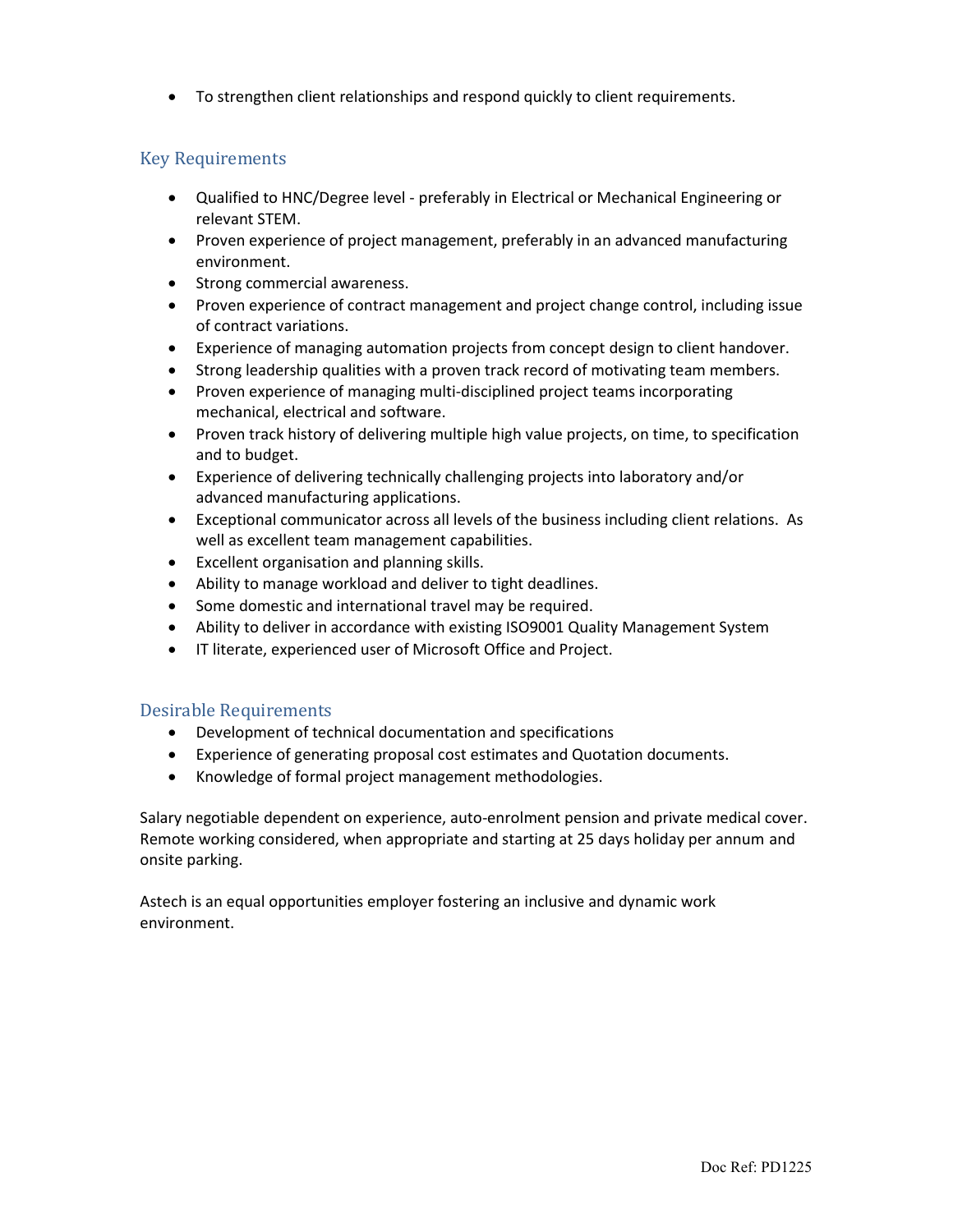- To strengthen client relationships and respond quickly to client requirements.

## Key Requirements

- Qualified to HNC/Degree level - preferably in Electrical or Mechanical Engineering or relevant STEM.
- Proven experience of project management, preferably in an advanced manufacturing environment.
- Strong commercial awareness.
- Proven experience of contract management and project change control, including issue of contract variations.
- Experience of managing automation projects from concept design to client handover.
- Strong leadership qualities with a proven track record of motivating team members.
- Proven experience of managing multi-disciplined project teams incorporating mechanical, electrical and software.
- Proven track history of delivering multiple high value projects, on time, to specification and to budget.
- Experience of delivering technically challenging projects into laboratory and/or advanced manufacturing applications.
- Exceptional communicator across all levels of the business including client relations. As well as excellent team management capabilities.
- Excellent organisation and planning skills.
- Ability to manage workload and deliver to tight deadlines.
- Some domestic and international travel may be required.
- Ability to deliver in accordance with existing ISO9001 Quality Management System
- IT literate, experienced user of Microsoft Office and Project.

## Desirable Requirements

- Development of technical documentation and specifications
- Experience of generating proposal cost estimates and Quotation documents.
- Knowledge of formal project management methodologies.

Salary negotiable dependent on experience, auto-enrolment pension and private medical cover. Remote working considered, when appropriate and starting at 25 days holiday per annum and onsite parking.

Astech is an equal opportunities employer fostering an inclusive and dynamic work environment.

Doc Ref: PD1225